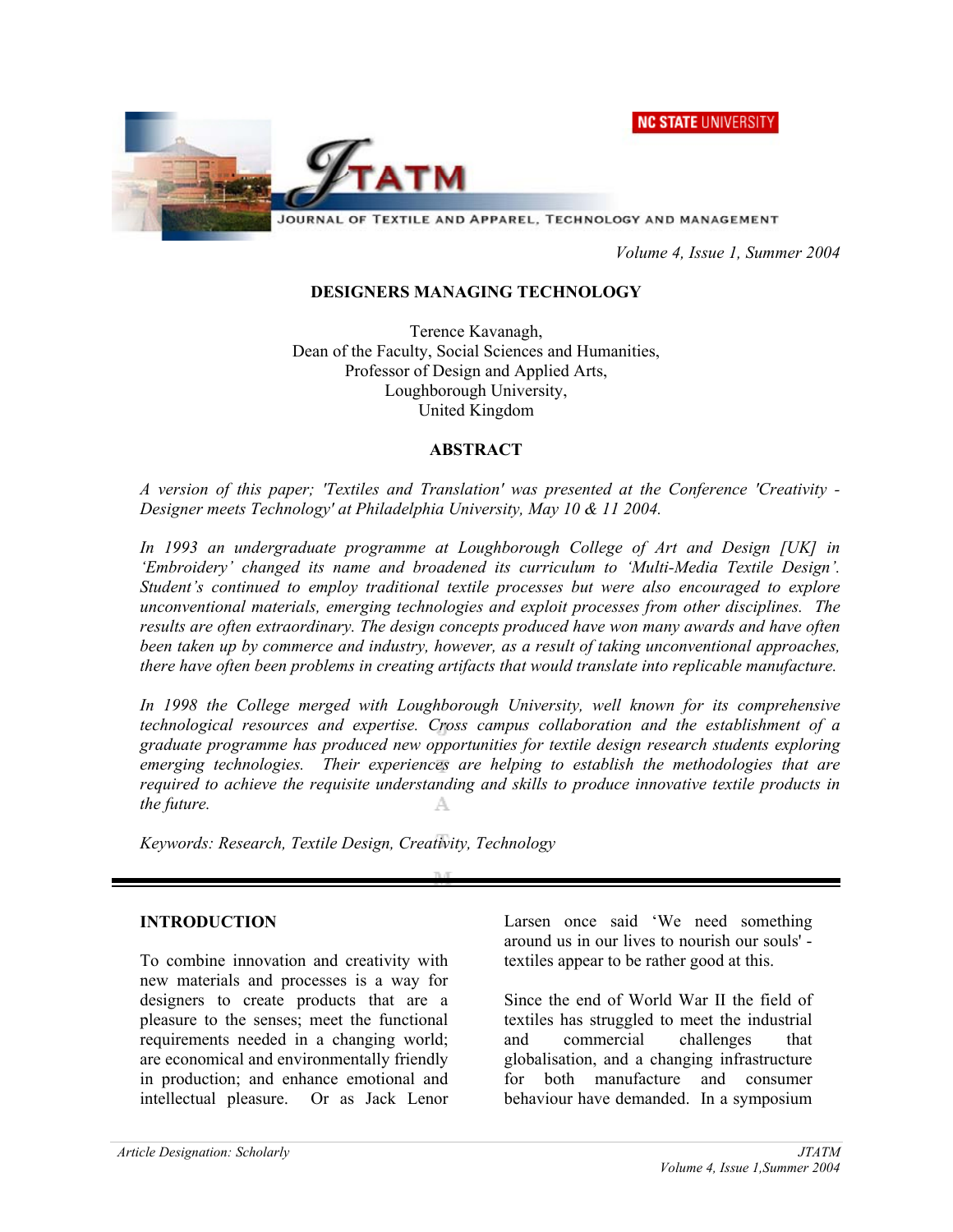# DESIGNERS MANAGING TECHNOLOGY

Terence Kavanagh,
Dean of the Faculty, Social Sciences and Humanities,
Professor of Design and Applied Arts,
Loughborough University,
United Kingdom

## ABSTRACT

*A version of this paper; 'Textiles and Translation' was presented at the Conference 'Creativity - Designer meets Technology' at Philadelphia University, May 10 & 11 2004.*

*In 1993 an undergraduate programme at Loughborough College of Art and Design [UK] in 'Embroidery' changed its name and broadened its curriculum to 'Multi-Media Textile Design'. Student's continued to employ traditional textile processes but were also encouraged to explore unconventional materials, emerging technologies and exploit processes from other disciplines. The results are often extraordinary. The design concepts produced have won many awards and have often been taken up by commerce and industry, however, as a result of taking unconventional approaches, there have often been problems in creating artifacts that would translate into replicable manufacture.*

*In 1998 the College merged with Loughborough University, well known for its comprehensive technological resources and expertise. Cross campus collaboration and the establishment of a graduate programme has produced new opportunities for textile design research students exploring emerging technologies. Their experiences are helping to establish the methodologies that are required to achieve the requisite understanding and skills to produce innovative textile products in the future.*

*Keywords: Research, Textile Design, Creativity, Technology*

## INTRODUCTION

To combine innovation and creativity with new materials and processes is a way for designers to create products that are a pleasure to the senses; meet the functional requirements needed in a changing world; are economical and environmentally friendly in production; and enhance emotional and intellectual pleasure. Or as Jack Lenor Larsen once said 'We need something around us in our lives to nourish our souls' - textiles appear to be rather good at this.

Since the end of World War II the field of textiles has struggled to meet the industrial and commercial challenges that globalisation, and a changing infrastructure for both manufacture and consumer behaviour have demanded. In a symposium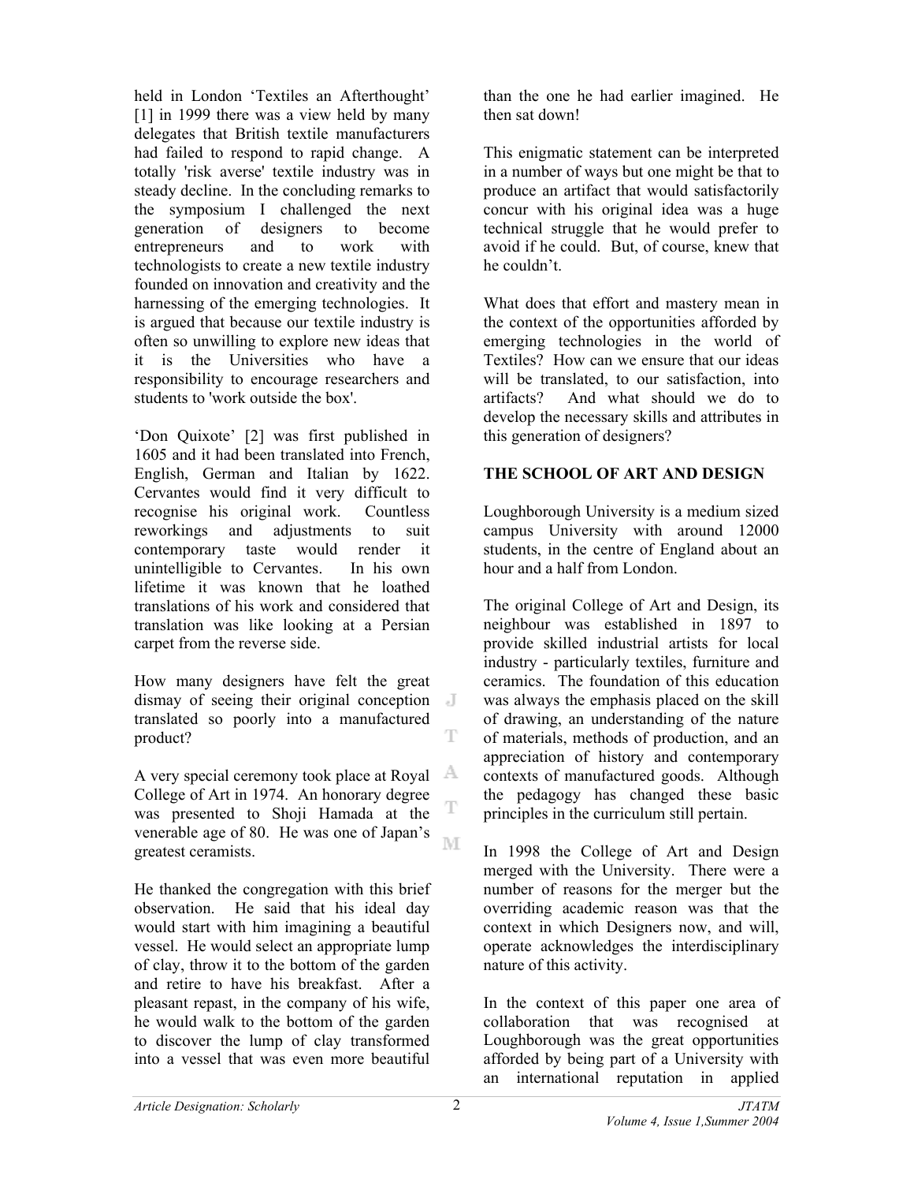held in London 'Textiles an Afterthought' [1] in 1999 there was a view held by many delegates that British textile manufacturers had failed to respond to rapid change. A totally 'risk averse' textile industry was in steady decline. In the concluding remarks to the symposium I challenged the next generation of designers to become entrepreneurs and to work with technologists to create a new textile industry founded on innovation and creativity and the harnessing of the emerging technologies. It is argued that because our textile industry is often so unwilling to explore new ideas that it is the Universities who have a responsibility to encourage researchers and students to 'work outside the box'.

'Don Quixote' [2] was first published in 1605 and it had been translated into French, English, German and Italian by 1622. Cervantes would find it very difficult to recognise his original work. Countless reworkings and adjustments to suit contemporary taste would render it unintelligible to Cervantes. In his own lifetime it was known that he loathed translations of his work and considered that translation was like looking at a Persian carpet from the reverse side.

How many designers have felt the great dismay of seeing their original conception translated so poorly into a manufactured product?

A very special ceremony took place at Royal College of Art in 1974. An honorary degree was presented to Shoji Hamada at the venerable age of 80. He was one of Japan's greatest ceramists.

He thanked the congregation with this brief observation. He said that his ideal day would start with him imagining a beautiful vessel. He would select an appropriate lump of clay, throw it to the bottom of the garden and retire to have his breakfast. After a pleasant repast, in the company of his wife, he would walk to the bottom of the garden to discover the lump of clay transformed into a vessel that was even more beautiful than the one he had earlier imagined. He then sat down!

This enigmatic statement can be interpreted in a number of ways but one might be that to produce an artifact that would satisfactorily concur with his original idea was a huge technical struggle that he would prefer to avoid if he could. But, of course, knew that he couldn't.

What does that effort and mastery mean in the context of the opportunities afforded by emerging technologies in the world of Textiles? How can we ensure that our ideas will be translated, to our satisfaction, into artifacts? And what should we do to develop the necessary skills and attributes in this generation of designers?

## THE SCHOOL OF ART AND DESIGN

Loughborough University is a medium sized campus University with around 12000 students, in the centre of England about an hour and a half from London.

The original College of Art and Design, its neighbour was established in 1897 to provide skilled industrial artists for local industry - particularly textiles, furniture and ceramics. The foundation of this education was always the emphasis placed on the skill of drawing, an understanding of the nature of materials, methods of production, and an appreciation of history and contemporary contexts of manufactured goods. Although the pedagogy has changed these basic principles in the curriculum still pertain.

In 1998 the College of Art and Design merged with the University. There were a number of reasons for the merger but the overriding academic reason was that the context in which Designers now, and will, operate acknowledges the interdisciplinary nature of this activity.

In the context of this paper one area of collaboration that was recognised at Loughborough was the great opportunities afforded by being part of a University with an international reputation in applied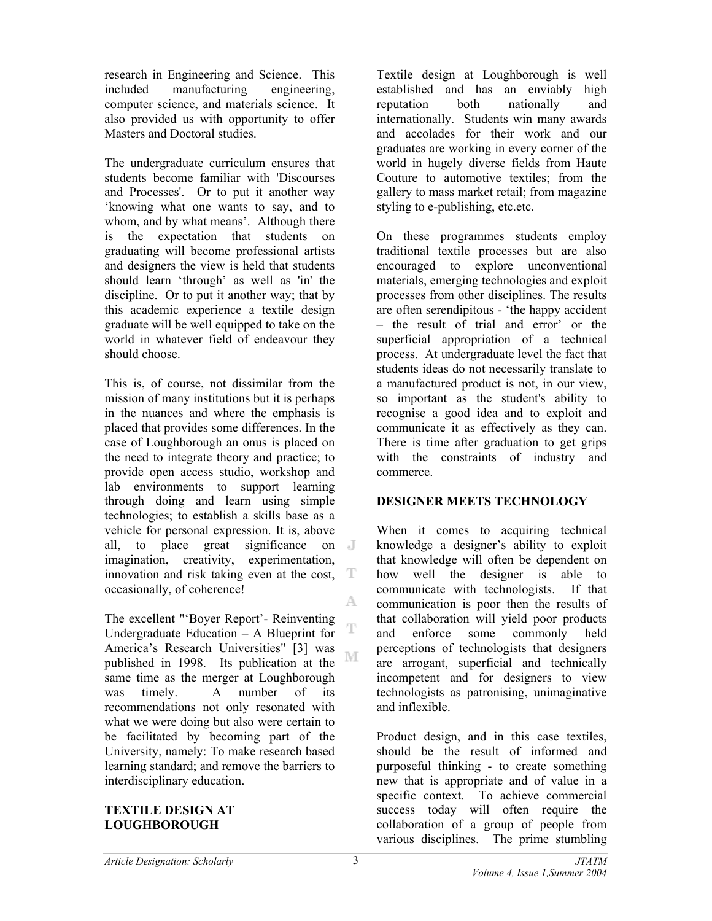research in Engineering and Science. This included manufacturing engineering, computer science, and materials science. It also provided us with opportunity to offer Masters and Doctoral studies.

The undergraduate curriculum ensures that students become familiar with 'Discourses and Processes'. Or to put it another way 'knowing what one wants to say, and to whom, and by what means'. Although there is the expectation that students on graduating will become professional artists and designers the view is held that students should learn 'through' as well as 'in' the discipline. Or to put it another way; that by this academic experience a textile design graduate will be well equipped to take on the world in whatever field of endeavour they should choose.

This is, of course, not dissimilar from the mission of many institutions but it is perhaps in the nuances and where the emphasis is placed that provides some differences. In the case of Loughborough an onus is placed on the need to integrate theory and practice; to provide open access studio, workshop and lab environments to support learning through doing and learn using simple technologies; to establish a skills base as a vehicle for personal expression. It is, above all, to place great significance on imagination, creativity, experimentation, innovation and risk taking even at the cost, occasionally, of coherence!

The excellent "'Boyer Report'- Reinventing Undergraduate Education – A Blueprint for America's Research Universities" [3] was published in 1998. Its publication at the same time as the merger at Loughborough was timely. A number of its recommendations not only resonated with what we were doing but also were certain to be facilitated by becoming part of the University, namely: To make research based learning standard; and remove the barriers to interdisciplinary education.

## TEXTILE DESIGN AT LOUGHBOROUGH

Textile design at Loughborough is well established and has an enviably high reputation both nationally and internationally. Students win many awards and accolades for their work and our graduates are working in every corner of the world in hugely diverse fields from Haute Couture to automotive textiles; from the gallery to mass market retail; from magazine styling to e-publishing, etc.etc.

On these programmes students employ traditional textile processes but are also encouraged to explore unconventional materials, emerging technologies and exploit processes from other disciplines. The results are often serendipitous - 'the happy accident – the result of trial and error' or the superficial appropriation of a technical process. At undergraduate level the fact that students ideas do not necessarily translate to a manufactured product is not, in our view, so important as the student's ability to recognise a good idea and to exploit and communicate it as effectively as they can. There is time after graduation to get grips with the constraints of industry and commerce.

## DESIGNER MEETS TECHNOLOGY

When it comes to acquiring technical knowledge a designer's ability to exploit that knowledge will often be dependent on how well the designer is able to communicate with technologists. If that communication is poor then the results of that collaboration will yield poor products and enforce some commonly held perceptions of technologists that designers are arrogant, superficial and technically incompetent and for designers to view technologists as patronising, unimaginative and inflexible.

Product design, and in this case textiles, should be the result of informed and purposeful thinking - to create something new that is appropriate and of value in a specific context. To achieve commercial success today will often require the collaboration of a group of people from various disciplines. The prime stumbling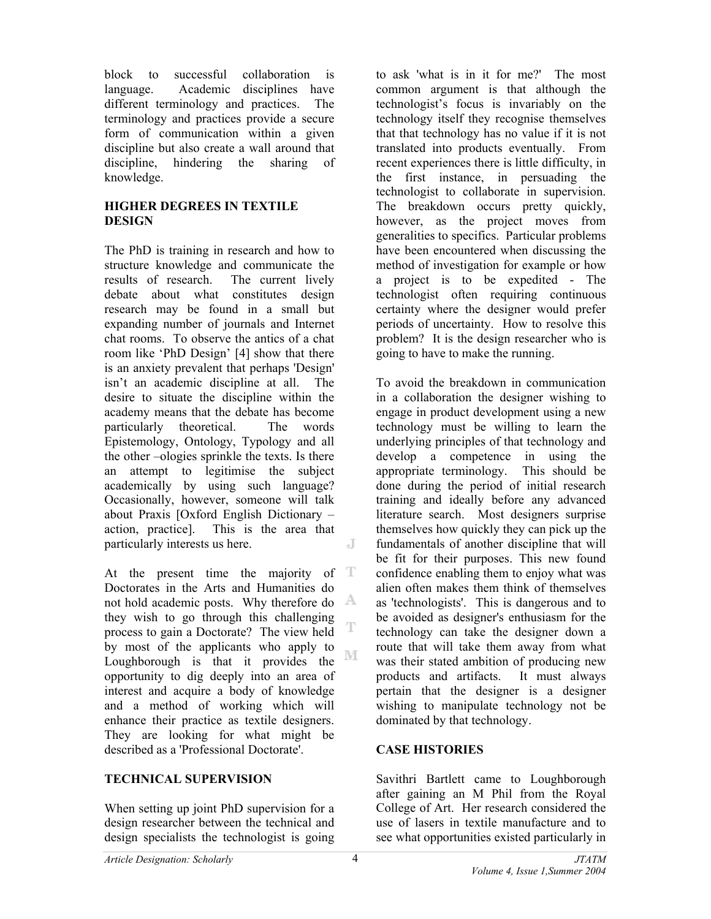block to successful collaboration is language. Academic disciplines have different terminology and practices. The terminology and practices provide a secure form of communication within a given discipline but also create a wall around that discipline, hindering the sharing of knowledge.

## HIGHER DEGREES IN TEXTILE DESIGN

The PhD is training in research and how to structure knowledge and communicate the results of research. The current lively debate about what constitutes design research may be found in a small but expanding number of journals and Internet chat rooms. To observe the antics of a chat room like 'PhD Design' [4] show that there is an anxiety prevalent that perhaps 'Design' isn't an academic discipline at all. The desire to situate the discipline within the academy means that the debate has become particularly theoretical. The words Epistemology, Ontology, Typology and all the other –ologies sprinkle the texts. Is there an attempt to legitimise the subject academically by using such language? Occasionally, however, someone will talk about Praxis [Oxford English Dictionary – action, practice]. This is the area that particularly interests us here.

At the present time the majority of Doctorates in the Arts and Humanities do not hold academic posts. Why therefore do they wish to go through this challenging process to gain a Doctorate? The view held by most of the applicants who apply to Loughborough is that it provides the opportunity to dig deeply into an area of interest and acquire a body of knowledge and a method of working which will enhance their practice as textile designers. They are looking for what might be described as a 'Professional Doctorate'.

## TECHNICAL SUPERVISION

When setting up joint PhD supervision for a design researcher between the technical and design specialists the technologist is going to ask 'what is in it for me?' The most common argument is that although the technologist's focus is invariably on the technology itself they recognise themselves that that technology has no value if it is not translated into products eventually. From recent experiences there is little difficulty, in the first instance, in persuading the technologist to collaborate in supervision. The breakdown occurs pretty quickly, however, as the project moves from generalities to specifics. Particular problems have been encountered when discussing the method of investigation for example or how a project is to be expedited - The technologist often requiring continuous certainty where the designer would prefer periods of uncertainty. How to resolve this problem? It is the design researcher who is going to have to make the running.

To avoid the breakdown in communication in a collaboration the designer wishing to engage in product development using a new technology must be willing to learn the underlying principles of that technology and develop a competence in using the appropriate terminology. This should be done during the period of initial research training and ideally before any advanced literature search. Most designers surprise themselves how quickly they can pick up the fundamentals of another discipline that will be fit for their purposes. This new found confidence enabling them to enjoy what was alien often makes them think of themselves as 'technologists'. This is dangerous and to be avoided as designer's enthusiasm for the technology can take the designer down a route that will take them away from what was their stated ambition of producing new products and artifacts. It must always pertain that the designer is a designer wishing to manipulate technology not be dominated by that technology.

## CASE HISTORIES

Savithri Bartlett came to Loughborough after gaining an M Phil from the Royal College of Art. Her research considered the use of lasers in textile manufacture and to see what opportunities existed particularly in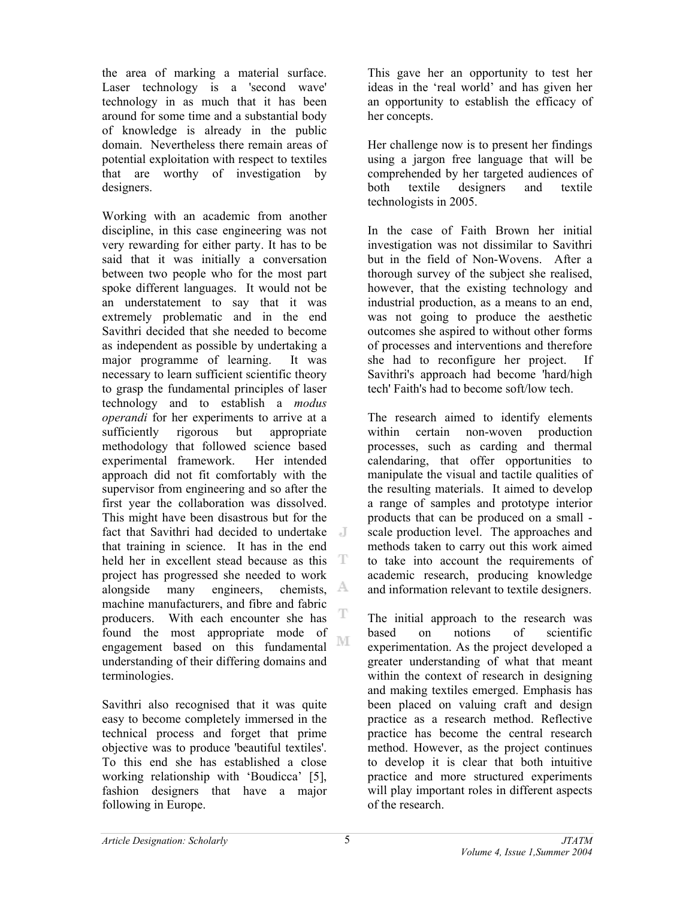the area of marking a material surface. Laser technology is a 'second wave' technology in as much that it has been around for some time and a substantial body of knowledge is already in the public domain. Nevertheless there remain areas of potential exploitation with respect to textiles that are worthy of investigation by designers.

Working with an academic from another discipline, in this case engineering was not very rewarding for either party. It has to be said that it was initially a conversation between two people who for the most part spoke different languages. It would not be an understatement to say that it was extremely problematic and in the end Savithri decided that she needed to become as independent as possible by undertaking a major programme of learning. It was necessary to learn sufficient scientific theory to grasp the fundamental principles of laser technology and to establish a *modus operandi* for her experiments to arrive at a sufficiently rigorous but appropriate methodology that followed science based experimental framework. Her intended approach did not fit comfortably with the supervisor from engineering and so after the first year the collaboration was dissolved. This might have been disastrous but for the fact that Savithri had decided to undertake that training in science. It has in the end held her in excellent stead because as this project has progressed she needed to work alongside many engineers, chemists, machine manufacturers, and fibre and fabric producers. With each encounter she has found the most appropriate mode of engagement based on this fundamental understanding of their differing domains and terminologies.

Savithri also recognised that it was quite easy to become completely immersed in the technical process and forget that prime objective was to produce 'beautiful textiles'. To this end she has established a close working relationship with 'Boudicca' [5], fashion designers that have a major following in Europe.

This gave her an opportunity to test her ideas in the 'real world' and has given her an opportunity to establish the efficacy of her concepts.

Her challenge now is to present her findings using a jargon free language that will be comprehended by her targeted audiences of both textile designers and textile technologists in 2005.

In the case of Faith Brown her initial investigation was not dissimilar to Savithri but in the field of Non-Wovens. After a thorough survey of the subject she realised, however, that the existing technology and industrial production, as a means to an end, was not going to produce the aesthetic outcomes she aspired to without other forms of processes and interventions and therefore she had to reconfigure her project. If Savithri's approach had become 'hard/high tech' Faith's had to become soft/low tech.

The research aimed to identify elements within certain non-woven production processes, such as carding and thermal calendaring, that offer opportunities to manipulate the visual and tactile qualities of the resulting materials. It aimed to develop a range of samples and prototype interior products that can be produced on a small - scale production level. The approaches and methods taken to carry out this work aimed to take into account the requirements of academic research, producing knowledge and information relevant to textile designers.

The initial approach to the research was based on notions of scientific experimentation. As the project developed a greater understanding of what that meant within the context of research in designing and making textiles emerged. Emphasis has been placed on valuing craft and design practice as a research method. Reflective practice has become the central research method. However, as the project continues to develop it is clear that both intuitive practice and more structured experiments will play important roles in different aspects of the research.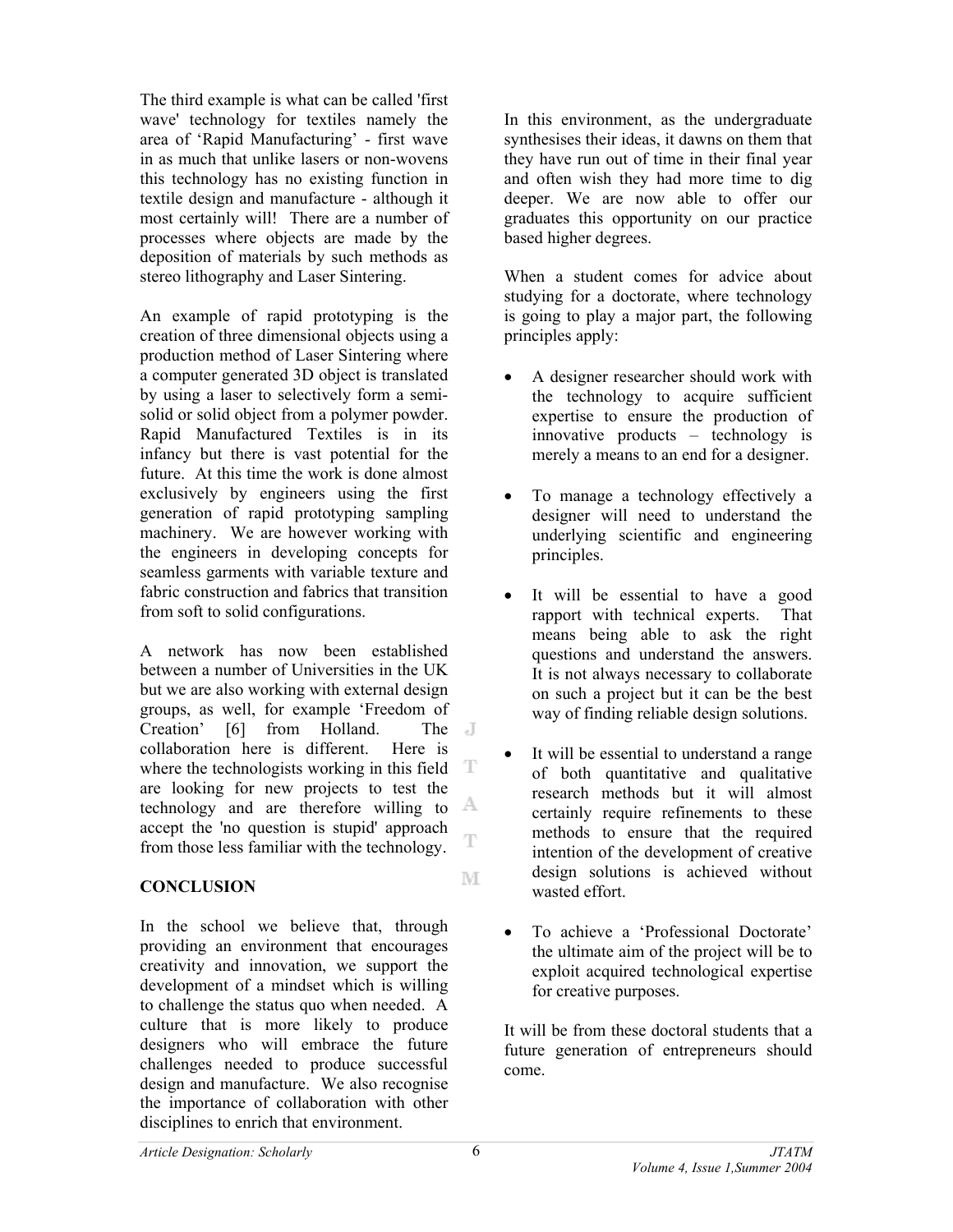The third example is what can be called 'first wave' technology for textiles namely the area of 'Rapid Manufacturing' - first wave in as much that unlike lasers or non-wovens this technology has no existing function in textile design and manufacture - although it most certainly will! There are a number of processes where objects are made by the deposition of materials by such methods as stereo lithography and Laser Sintering.

An example of rapid prototyping is the creation of three dimensional objects using a production method of Laser Sintering where a computer generated 3D object is translated by using a laser to selectively form a semi-solid or solid object from a polymer powder. Rapid Manufactured Textiles is in its infancy but there is vast potential for the future. At this time the work is done almost exclusively by engineers using the first generation of rapid prototyping sampling machinery. We are however working with the engineers in developing concepts for seamless garments with variable texture and fabric construction and fabrics that transition from soft to solid configurations.

A network has now been established between a number of Universities in the UK but we are also working with external design groups, as well, for example 'Freedom of Creation' [6] from Holland. The collaboration here is different. Here is where the technologists working in this field are looking for new projects to test the technology and are therefore willing to accept the 'no question is stupid' approach from those less familiar with the technology.

## CONCLUSION

In the school we believe that, through providing an environment that encourages creativity and innovation, we support the development of a mindset which is willing to challenge the status quo when needed. A culture that is more likely to produce designers who will embrace the future challenges needed to produce successful design and manufacture. We also recognise the importance of collaboration with other disciplines to enrich that environment.

In this environment, as the undergraduate synthesises their ideas, it dawns on them that they have run out of time in their final year and often wish they had more time to dig deeper. We are now able to offer our graduates this opportunity on our practice based higher degrees.

When a student comes for advice about studying for a doctorate, where technology is going to play a major part, the following principles apply:

- A designer researcher should work with the technology to acquire sufficient expertise to ensure the production of innovative products – technology is merely a means to an end for a designer.
- To manage a technology effectively a designer will need to understand the underlying scientific and engineering principles.
- It will be essential to have a good rapport with technical experts. That means being able to ask the right questions and understand the answers. It is not always necessary to collaborate on such a project but it can be the best way of finding reliable design solutions.
- It will be essential to understand a range of both quantitative and qualitative research methods but it will almost certainly require refinements to these methods to ensure that the required intention of the development of creative design solutions is achieved without wasted effort.
- To achieve a 'Professional Doctorate' the ultimate aim of the project will be to exploit acquired technological expertise for creative purposes.

It will be from these doctoral students that a future generation of entrepreneurs should come.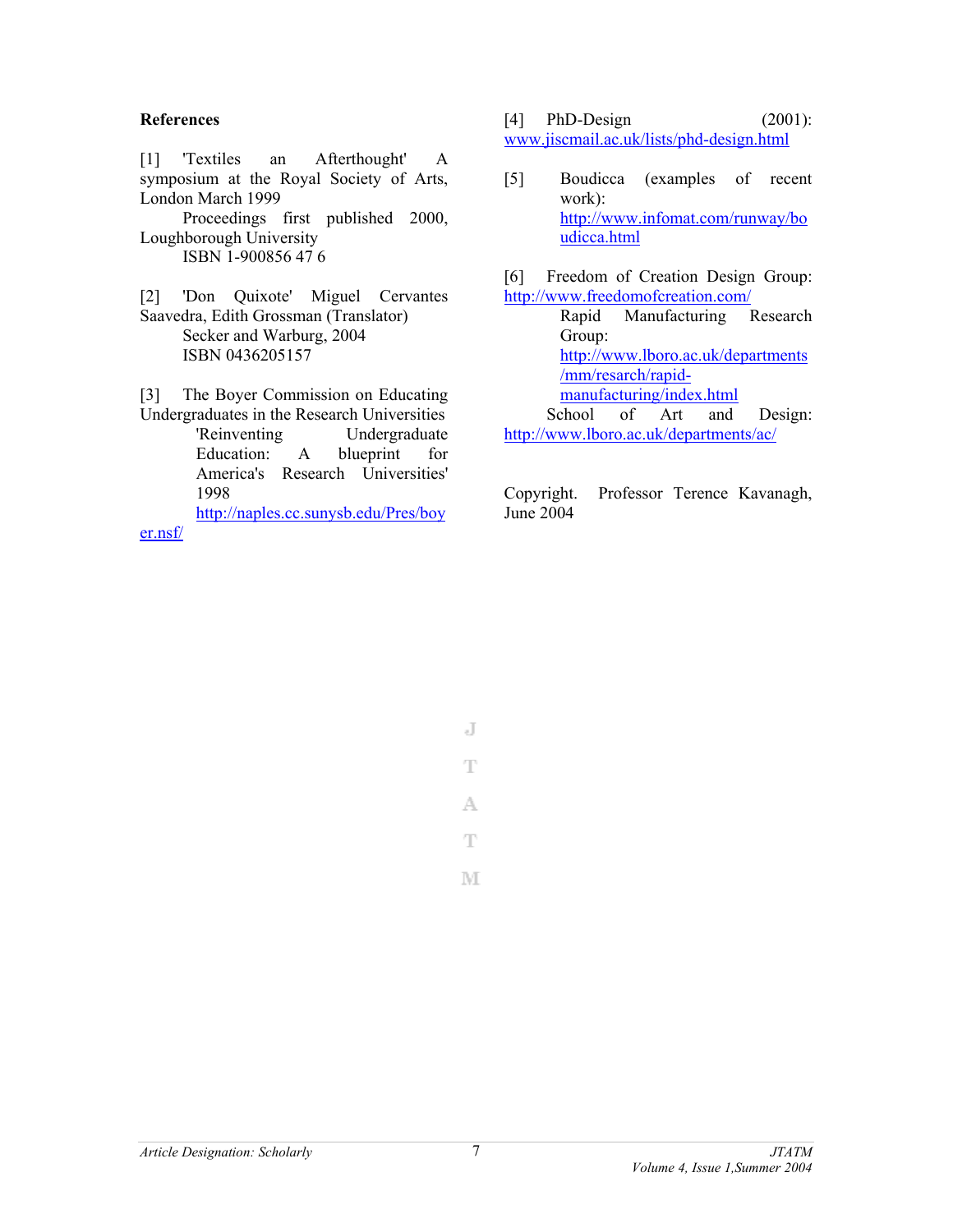## References

[1] 'Textiles an Afterthought' A symposium at the Royal Society of Arts, London March 1999
Proceedings first published 2000, Loughborough University
ISBN 1-900856 47 6

[2] 'Don Quixote' Miguel Cervantes Saavedra, Edith Grossman (Translator)
Secker and Warburg, 2004
ISBN 0436205157

[3] The Boyer Commission on Educating Undergraduates in the Research Universities
'Reinventing Undergraduate Education: A blueprint for America's Research Universities' 1998
http://naples.cc.sunysb.edu/Pres/boyer.nsf/

[4] PhD-Design (2001): www.jiscmail.ac.uk/lists/phd-design.html

[5] Boudicca (examples of recent work): http://www.infomat.com/runway/boudicca.html

[6] Freedom of Creation Design Group: http://www.freedomofcreation.com/
Rapid Manufacturing Research Group: http://www.lboro.ac.uk/departments/mm/research/rapid-manufacturing/index.html
School of Art and Design: http://www.lboro.ac.uk/departments/ac/

Copyright. Professor Terence Kavanagh, June 2004